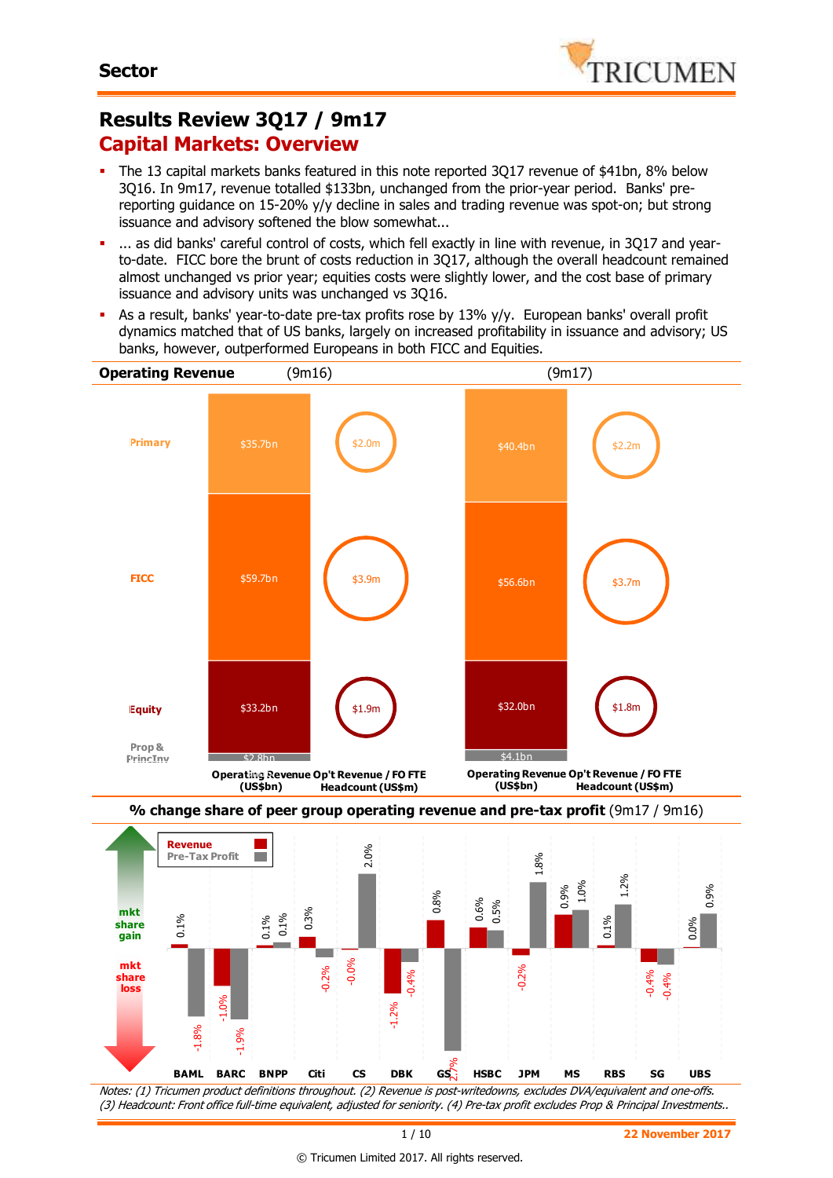**Sector**

# Results Review 3Q17 / 9m17

## Capital Markets: Overview

- The 13 capital markets banks featured in this note reported 3Q17 revenue of $41bn, 8% below 3Q16. In 9m17, revenue totalled $133bn, unchanged from the prior-year period. Banks' pre-reporting guidance on 15-20% y/y decline in sales and trading revenue was spot-on; but strong issuance and advisory softened the blow somewhat...
- ... as did banks' careful control of costs, which fell exactly in line with revenue, in 3Q17 and year-to-date. FICC bore the brunt of costs reduction in 3Q17, although the overall headcount remained almost unchanged vs prior year; equities costs were slightly lower, and the cost base of primary issuance and advisory units was unchanged vs 3Q16.
- As a result, banks' year-to-date pre-tax profits rose by 13% y/y. European banks' overall profit dynamics matched that of US banks, largely on increased profitability in issuance and advisory; US banks, however, outperformed Europeans in both FICC and Equities.

**Operating Revenue**

| | 9m16 Operating Revenue (US$bn) | 9m16 Op't Revenue / FO FTE Headcount (US$m) | 9m17 Operating Revenue (US$bn) | 9m17 Op't Revenue / FO FTE Headcount (US$m) |
|---|---|---|---|---|
| Primary | $35.7bn | $2.0m | $40.4bn | $2.2m |
| FICC | $59.7bn | $3.9m | $56.6bn | $3.7m |
| Equity | $33.2bn | $1.9m | $32.0bn | $1.8m |
| Prop & PrincInv | $2.8bn | | $4.1bn | |

**% change share of peer group operating revenue and pre-tax profit** (9m17 / 9m16)

| | BAML | BARC | BNPP | Citi | CS | DBK | GS | HSBC | JPM | MS | RBS | SG | UBS |
|---|---|---|---|---|---|---|---|---|---|---|---|---|---|
| Revenue | 0.1% | -1.0% | 0.1% | 0.3% | -0.0% | -1.2% | 0.8% | 0.6% | -0.2% | 0.9% | 0.1% | -0.4% | 0.0% |
| Pre-Tax Profit | -1.8% | -1.9% | 0.1% | -0.2% | 2.0% | -0.4% | -2.7% | 0.5% | 1.8% | 1.0% | 1.2% | -0.4% | 0.9% |

*Notes: (1) Tricumen product definitions throughout. (2) Revenue is post-writedowns, excludes DVA/equivalent and one-offs. (3) Headcount: Front office full-time equivalent, adjusted for seniority. (4) Pre-tax profit excludes Prop & Principal Investments..*

22 November 2017

© Tricumen Limited 2017. All rights reserved.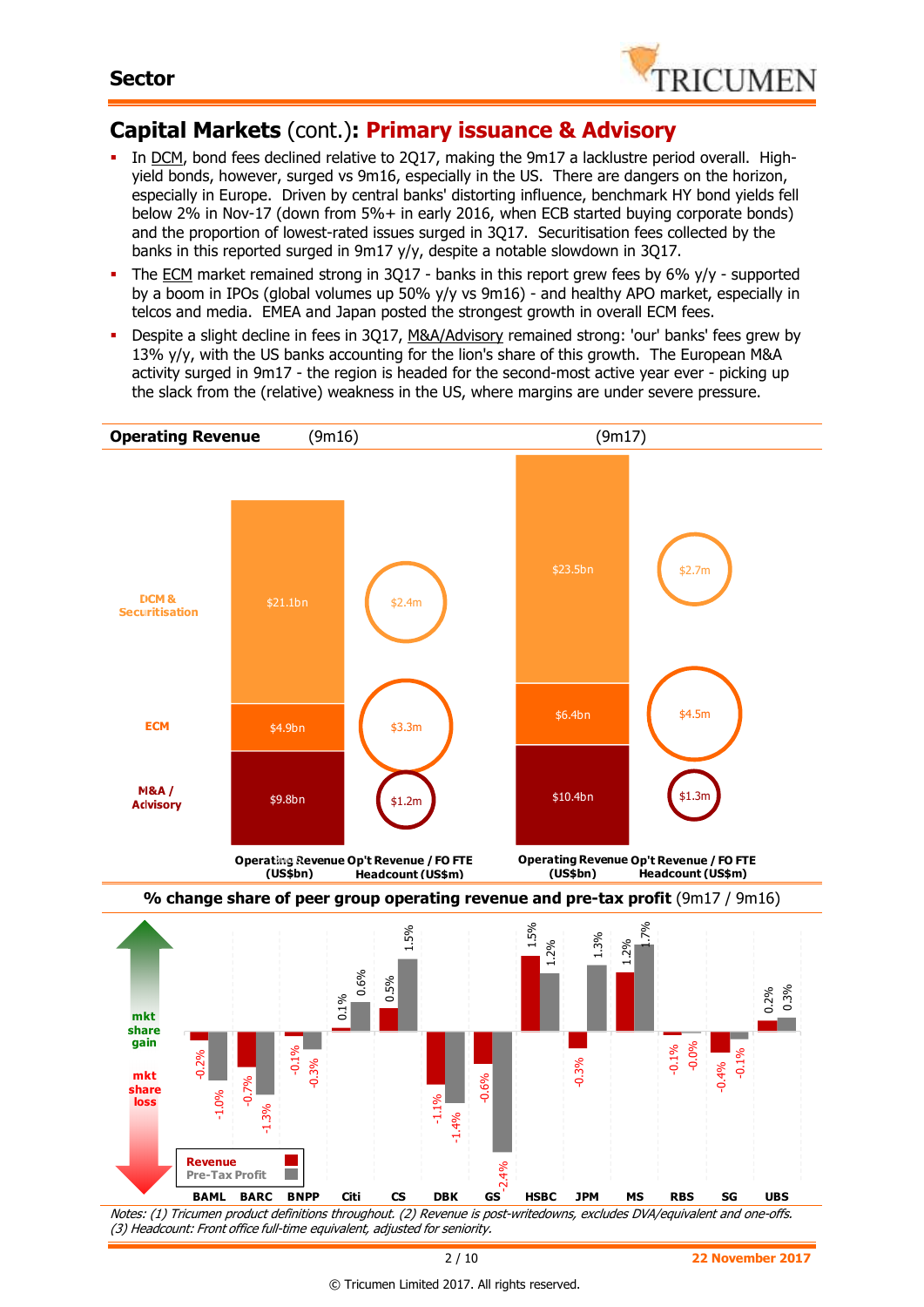## Capital Markets (cont.): Primary issuance & Advisory

- In DCM, bond fees declined relative to 2Q17, making the 9m17 a lacklustre period overall. High-yield bonds, however, surged vs 9m16, especially in the US. There are dangers on the horizon, especially in Europe. Driven by central banks' distorting influence, benchmark HY bond yields fell below 2% in Nov-17 (down from 5%+ in early 2016, when ECB started buying corporate bonds) and the proportion of lowest-rated issues surged in 3Q17. Securitisation fees collected by the banks in this reported surged in 9m17 y/y, despite a notable slowdown in 3Q17.
- The ECM market remained strong in 3Q17 - banks in this report grew fees by 6% y/y - supported by a boom in IPOs (global volumes up 50% y/y vs 9m16) - and healthy APO market, especially in telcos and media. EMEA and Japan posted the strongest growth in overall ECM fees.
- Despite a slight decline in fees in 3Q17, M&A/Advisory remained strong: 'our' banks' fees grew by 13% y/y, with the US banks accounting for the lion's share of this growth. The European M&A activity surged in 9m17 - the region is headed for the second-most active year ever - picking up the slack from the (relative) weakness in the US, where margins are under severe pressure.

**Operating Revenue**

| | 9m16 Operating Revenue (US$bn) | 9m16 Op't Revenue / FO FTE Headcount (US$m) | 9m17 Operating Revenue (US$bn) | 9m17 Op't Revenue / FO FTE Headcount (US$m) |
|---|---|---|---|---|
| DCM & Securitisation | $21.1bn | $2.4m | $23.5bn | $2.7m |
| ECM | $4.9bn | $3.3m | $6.4bn | $4.5m |
| M&A / Advisory | $9.8bn | $1.2m | $10.4bn | $1.3m |

**% change share of peer group operating revenue and pre-tax profit** (9m17 / 9m16)

| | BAML | BARC | BNPP | Citi | CS | DBK | GS | HSBC | JPM | MS | RBS | SG | UBS |
|---|---|---|---|---|---|---|---|---|---|---|---|---|---|
| Revenue | -0.2% | -0.7% | -0.1% | 0.1% | 0.5% | -1.1% | -0.6% | 1.5% | -0.3% | 1.2% | -0.1% | -0.4% | 0.2% |
| Pre-Tax Profit | -1.0% | -1.3% | -0.3% | 0.6% | 1.5% | -1.4% | -2.4% | 1.2% | 1.3% | 1.7% | -0.0% | -0.1% | 0.3% |

*Notes: (1) Tricumen product definitions throughout. (2) Revenue is post-writedowns, excludes DVA/equivalent and one-offs. (3) Headcount: Front office full-time equivalent, adjusted for seniority.*

22 November 2017

© Tricumen Limited 2017. All rights reserved.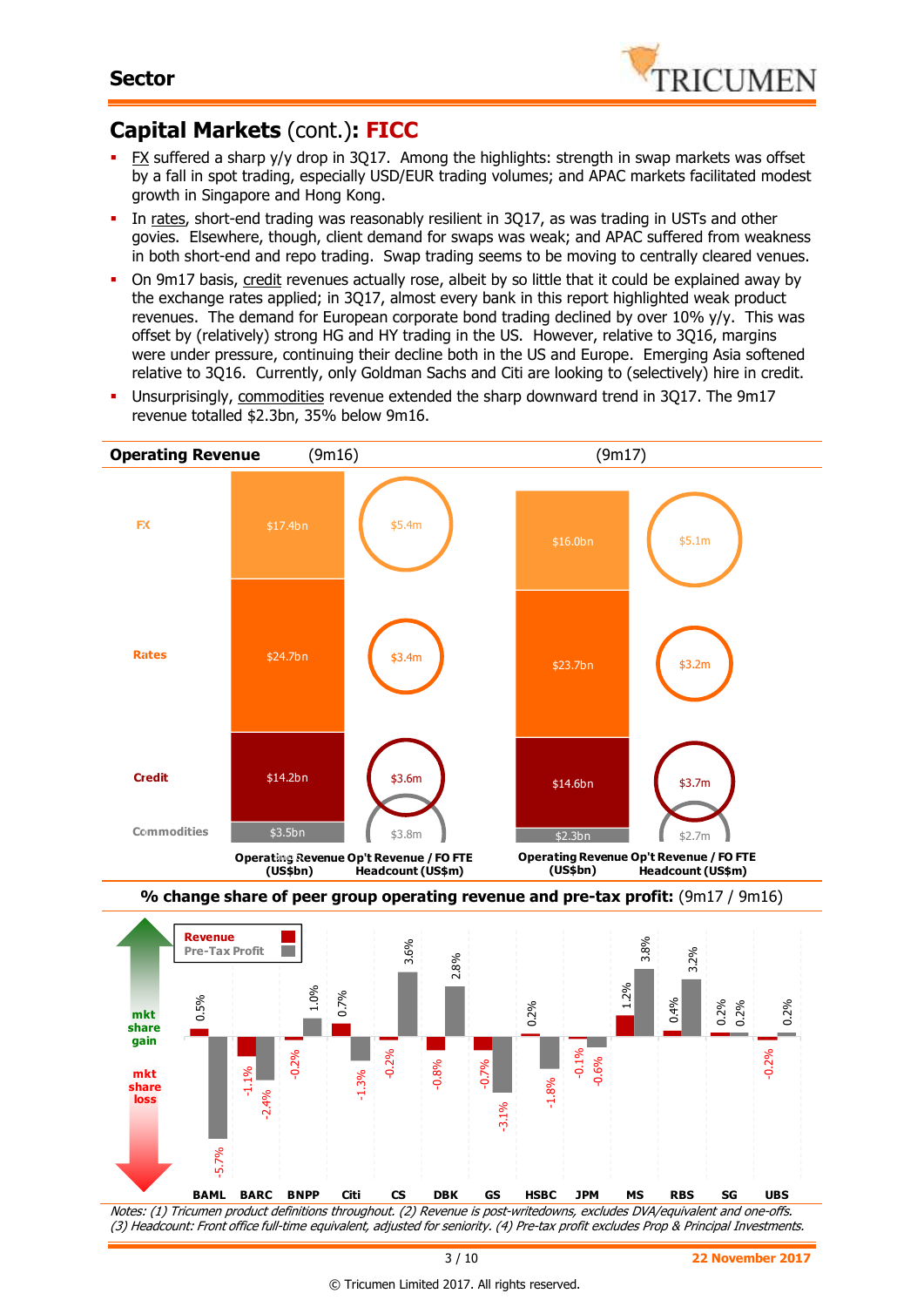## Capital Markets (cont.): FICC

- FX suffered a sharp y/y drop in 3Q17. Among the highlights: strength in swap markets was offset by a fall in spot trading, especially USD/EUR trading volumes; and APAC markets facilitated modest growth in Singapore and Hong Kong.
- In rates, short-end trading was reasonably resilient in 3Q17, as was trading in USTs and other govies. Elsewhere, though, client demand for swaps was weak; and APAC suffered from weakness in both short-end and repo trading. Swap trading seems to be moving to centrally cleared venues.
- On 9m17 basis, credit revenues actually rose, albeit by so little that it could be explained away by the exchange rates applied; in 3Q17, almost every bank in this report highlighted weak product revenues. The demand for European corporate bond trading declined by over 10% y/y. This was offset by (relatively) strong HG and HY trading in the US. However, relative to 3Q16, margins were under pressure, continuing their decline both in the US and Europe. Emerging Asia softened relative to 3Q16. Currently, only Goldman Sachs and Citi are looking to (selectively) hire in credit.
- Unsurprisingly, commodities revenue extended the sharp downward trend in 3Q17. The 9m17 revenue totalled $2.3bn, 35% below 9m16.

**Operating Revenue**

| | 9m16 Operating Revenue (US$bn) | 9m16 Op't Revenue / FO FTE Headcount (US$m) | 9m17 Operating Revenue (US$bn) | 9m17 Op't Revenue / FO FTE Headcount (US$m) |
|---|---|---|---|---|
| FX | $17.4bn | $5.4m | $16.0bn | $5.1m |
| Rates | $24.7bn | $3.4m | $23.7bn | $3.2m |
| Credit | $14.2bn | $3.6m | $14.6bn | $3.7m |
| Commodities | $3.5bn | $3.8m | $2.3bn | $2.7m |

**% change share of peer group operating revenue and pre-tax profit:** (9m17 / 9m16)

| | BAML | BARC | BNPP | Citi | CS | DBK | GS | HSBC | JPM | MS | RBS | SG | UBS |
|---|---|---|---|---|---|---|---|---|---|---|---|---|---|
| Revenue | 0.5% | -1.1% | -0.2% | 0.7% | -0.2% | -0.8% | -0.7% | 0.2% | -0.1% | 1.2% | 0.4% | 0.2% | -0.2% |
| Pre-Tax Profit | -5.7% | -2.4% | 1.0% | -1.3% | 3.6% | 2.8% | -3.1% | -1.8% | -0.6% | 3.8% | 3.2% | 0.2% | 0.2% |

*Notes: (1) Tricumen product definitions throughout. (2) Revenue is post-writedowns, excludes DVA/equivalent and one-offs. (3) Headcount: Front office full-time equivalent, adjusted for seniority. (4) Pre-tax profit excludes Prop & Principal Investments.*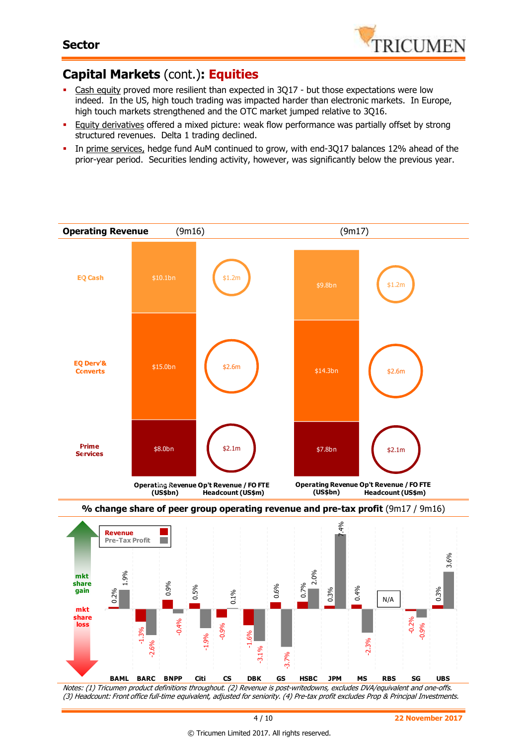## Capital Markets (cont.): Equities

- Cash equity proved more resilient than expected in 3Q17 - but those expectations were low indeed. In the US, high touch trading was impacted harder than electronic markets. In Europe, high touch markets strengthened and the OTC market jumped relative to 3Q16.
- Equity derivatives offered a mixed picture: weak flow performance was partially offset by strong structured revenues. Delta 1 trading declined.
- In prime services, hedge fund AuM continued to grow, with end-3Q17 balances 12% ahead of the prior-year period. Securities lending activity, however, was significantly below the previous year.

### Operating Revenue

| | 9m16 Operating Revenue (US$bn) | 9m16 Op't Revenue / FO FTE Headcount (US$m) | 9m17 Operating Revenue (US$bn) | 9m17 Op't Revenue / FO FTE Headcount (US$m) |
|---|---|---|---|---|
| EQ Cash | $10.1bn | $1.2m | $9.8bn | $1.2m |
| EQ Derv' & Converts | $15.0bn | $2.6m | $14.3bn | $2.6m |
| Prime Services | $8.0bn | $2.1m | $7.8bn | $2.1m |

### % change share of peer group operating revenue and pre-tax profit (9m17 / 9m16)

| | BAML | BARC | BNPP | Citi | CS | DBK | GS | HSBC | JPM | MS | RBS | SG | UBS |
|---|---|---|---|---|---|---|---|---|---|---|---|---|---|
| Revenue | 0.2% | -1.3% | 0.9% | 0.5% | -0.9% | -1.6% | 0.6% | 0.7% | 0.3% | 0.4% | N/A | -0.2% | 0.3% |
| Pre-Tax Profit | 1.9% | -2.6% | -0.4% | -1.9% | 0.1% | -3.1% | -3.7% | 2.0% | 7.4% | -2.3% | N/A | -0.9% | 3.6% |

mkt share gain / mkt share loss

*Notes: (1) Tricumen product definitions throughout. (2) Revenue is post-writedowns, excludes DVA/equivalent and one-offs. (3) Headcount: Front office full-time equivalent, adjusted for seniority. (4) Pre-tax profit excludes Prop & Principal Investments.*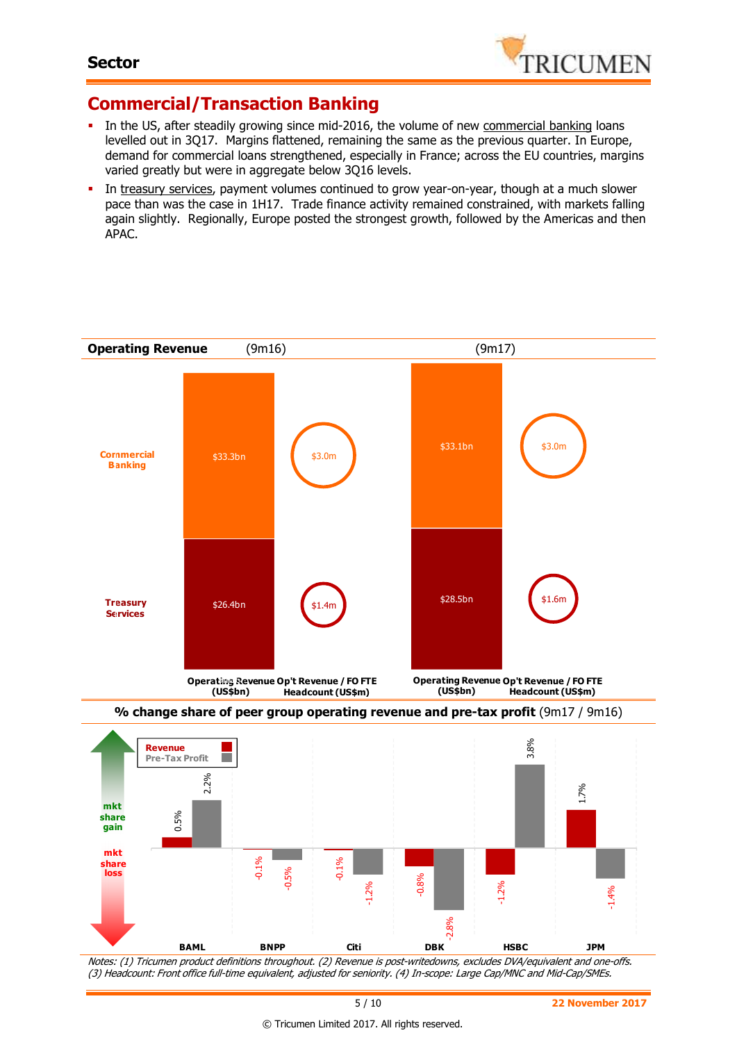## Commercial/Transaction Banking

- In the US, after steadily growing since mid-2016, the volume of new commercial banking loans levelled out in 3Q17. Margins flattened, remaining the same as the previous quarter. In Europe, demand for commercial loans strengthened, especially in France; across the EU countries, margins varied greatly but were in aggregate below 3Q16 levels.
- In treasury services, payment volumes continued to grow year-on-year, though at a much slower pace than was the case in 1H17. Trade finance activity remained constrained, with markets falling again slightly. Regionally, Europe posted the strongest growth, followed by the Americas and then APAC.

**Operating Revenue**

| | 9m16 Operating Revenue (US$bn) | 9m16 Op't Revenue / FO FTE Headcount (US$m) | 9m17 Operating Revenue (US$bn) | 9m17 Op't Revenue / FO FTE Headcount (US$m) |
|---|---|---|---|---|
| Commercial Banking | $33.3bn | $3.0m | $33.1bn | $3.0m |
| Treasury Services | $26.4bn | $1.4m | $28.5bn | $1.6m |

**% change share of peer group operating revenue and pre-tax profit** (9m17 / 9m16)

| | BAML | BNPP | Citi | DBK | HSBC | JPM |
|---|---|---|---|---|---|---|
| Revenue | 0.5% | -0.1% | -0.1% | -0.8% | -1.2% | 1.7% |
| Pre-Tax Profit | 2.2% | -0.5% | -1.2% | -2.8% | 3.8% | -1.4% |

*Notes: (1) Tricumen product definitions throughout. (2) Revenue is post-writedowns, excludes DVA/equivalent and one-offs. (3) Headcount: Front office full-time equivalent, adjusted for seniority. (4) In-scope: Large Cap/MNC and Mid-Cap/SMEs.*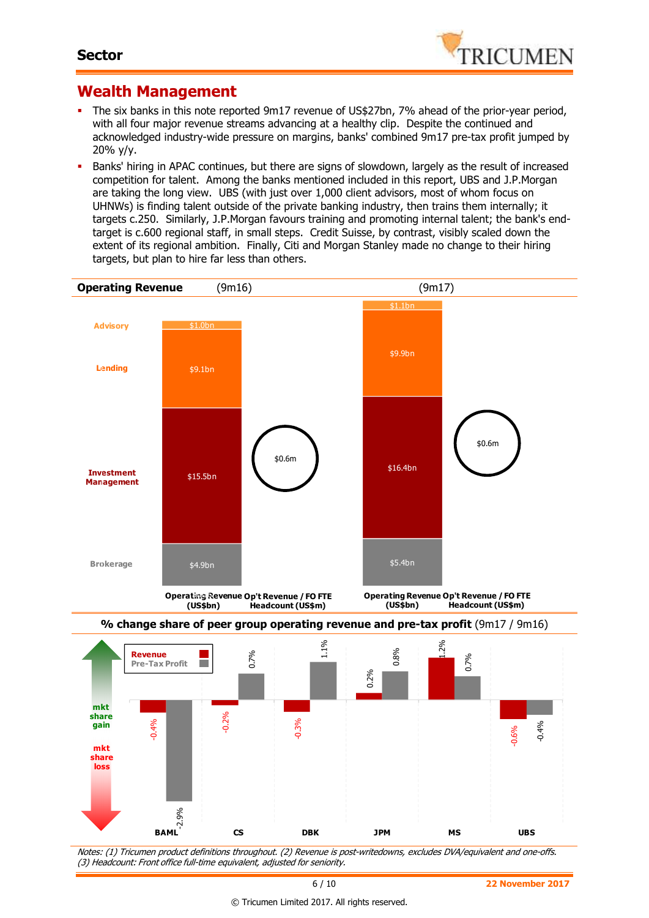Sector

## Wealth Management

- The six banks in this note reported 9m17 revenue of US$27bn, 7% ahead of the prior-year period, with all four major revenue streams advancing at a healthy clip. Despite the continued and acknowledged industry-wide pressure on margins, banks' combined 9m17 pre-tax profit jumped by 20% y/y.
- Banks' hiring in APAC continues, but there are signs of slowdown, largely as the result of increased competition for talent. Among the banks mentioned included in this report, UBS and J.P.Morgan are taking the long view. UBS (with just over 1,000 client advisors, most of whom focus on UHNWs) is finding talent outside of the private banking industry, then trains them internally; it targets c.250. Similarly, J.P.Morgan favours training and promoting internal talent; the bank's end-target is c.600 regional staff, in small steps. Credit Suisse, by contrast, visibly scaled down the extent of its regional ambition. Finally, Citi and Morgan Stanley made no change to their hiring targets, but plan to hire far less than others.

**Operating Revenue** (9m16) (9m17)

| | 9m16 Operating Revenue (US$bn) | 9m17 Operating Revenue (US$bn) |
|---|---|---|
| Advisory | $1.0bn | $1.1bn |
| Lending | $9.1bn | $9.9bn |
| Investment Management | $15.5bn | $16.4bn |
| Brokerage | $4.9bn | $5.4bn |

| | 9m16 | 9m17 |
|---|---|---|
| Op't Revenue / FO FTE Headcount (US$m) | $0.6m | $0.6m |

**% change share of peer group operating revenue and pre-tax profit** (9m17 / 9m16)

| | BAML | CS | DBK | JPM | MS | UBS |
|---|---|---|---|---|---|---|
| Revenue | -0.4% | -0.2% | -0.3% | 0.2% | 1.2% | -0.6% |
| Pre-Tax Profit | -2.9% | 0.7% | 1.1% | 0.8% | 0.7% | -0.4% |

(mkt share gain / mkt share loss)

*Notes: (1) Tricumen product definitions throughout. (2) Revenue is post-writedowns, excludes DVA/equivalent and one-offs. (3) Headcount: Front office full-time equivalent, adjusted for seniority.*

22 November 2017

© Tricumen Limited 2017. All rights reserved.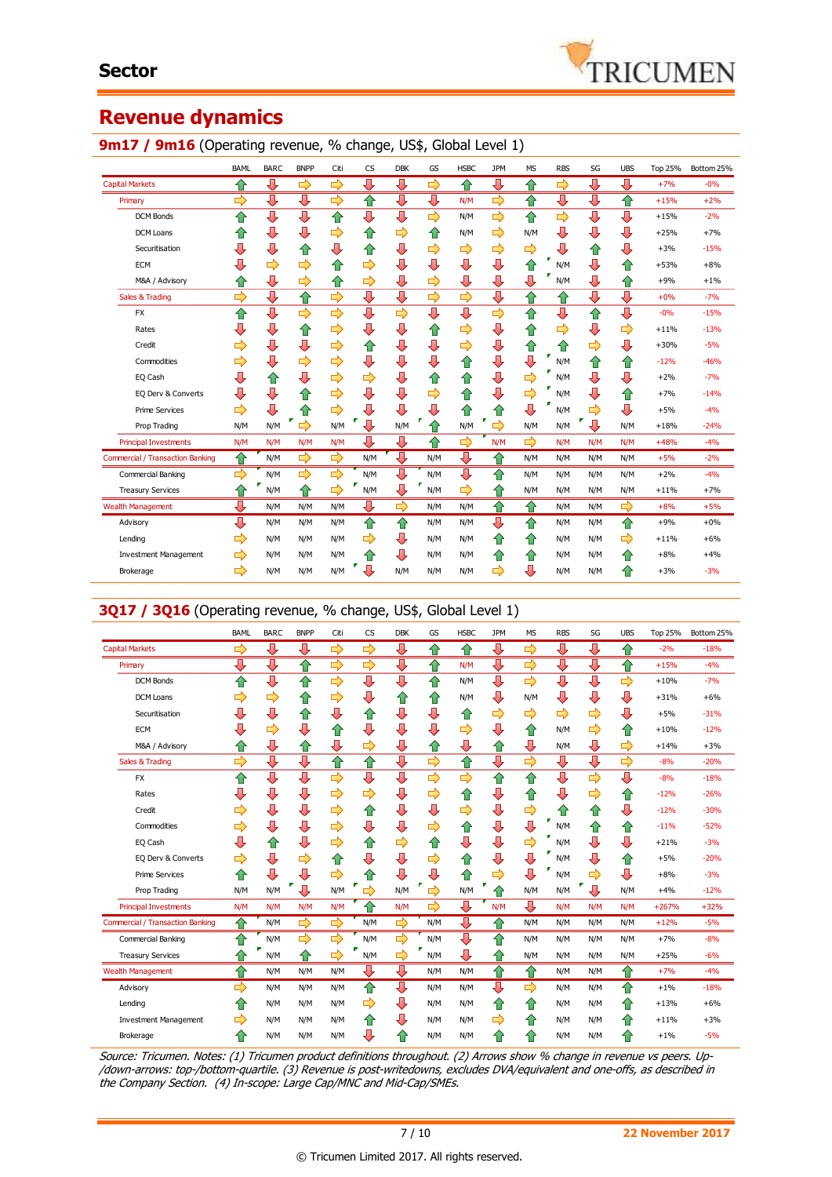# Sector

## Revenue dynamics

### 9m17 / 9m16 (Operating revenue, % change, US$, Global Level 1)

| | BAML | BARC | BNPP | Citi | CS | DBK | GS | HSBC | JPM | MS | RBS | SG | UBS | Top 25% | Bottom 25% |
|---|---|---|---|---|---|---|---|---|---|---|---|---|---|---|---|
| Capital Markets | ↑ | ↓ | ⇨ | ⇨ | ↓ | ↓ | ⇨ | ↑ | ↓ | ↑ | ⇨ | ↓ | ↓ | +7% | -0% |
| Primary | ⇨ | ↓ | ↓ | ⇨ | ↑ | ↓ | ↓ | N/M | ⇨ | ↑ | ↓ | ↓ | ↑ | +15% | +2% |
| DCM Bonds | ↑ | ↓ | ↓ | ↑ | ↓ | ↓ | ⇨ | N/M | ⇨ | ↑ | ⇨ | ↓ | ↓ | +15% | -2% |
| DCM Loans | ↑ | ↓ | ↓ | ⇨ | ↑ | ⇨ | ↑ | N/M | ⇨ | N/M | ↓ | ↓ | ↓ | +25% | +7% |
| Securitisation | ↓ | ↓ | ↑ | ↓ | ↑ | ↓ | ⇨ | ⇨ | ⇨ | ⇨ | ↓ | ↑ | ↓ | +3% | -15% |
| ECM | ↓ | ⇨ | ⇨ | ↑ | ⇨ | ↓ | ↓ | ↓ | ↓ | ↑ | N/M | ↓ | ↑ | +53% | +8% |
| M&A / Advisory | ↑ | ↓ | ⇨ | ↑ | ⇨ | ↓ | ⇨ | ↓ | ↓ | ↓ | N/M | ↓ | ↑ | +9% | +1% |
| Sales & Trading | ⇨ | ↓ | ↑ | ⇨ | ↓ | ↓ | ⇨ | ⇨ | ↓ | ↑ | ↑ | ↓ | ↓ | +0% | -7% |
| FX | ↑ | ↓ | ⇨ | ⇨ | ↓ | ⇨ | ↓ | ↓ | ⇨ | ↑ | ↓ | ↑ | ↓ | -0% | -15% |
| Rates | ↓ | ↓ | ↑ | ⇨ | ↓ | ↓ | ↑ | ⇨ | ↓ | ↑ | ⇨ | ↓ | ⇨ | +11% | -13% |
| Credit | ⇨ | ↓ | ↓ | ⇨ | ↑ | ↓ | ↓ | ⇨ | ↓ | ↑ | ↑ | ⇨ | ↓ | +30% | -5% |
| Commodities | ⇨ | ↓ | ⇨ | ⇨ | ↓ | ↓ | ↓ | ↑ | ↓ | ↓ | N/M | ↑ | ↑ | -12% | -46% |
| EQ Cash | ↓ | ↑ | ↓ | ⇨ | ⇨ | ↓ | ↑ | ↑ | ↓ | ⇨ | N/M | ↓ | ↓ | +2% | -7% |
| EQ Derv & Converts | ↓ | ↓ | ↑ | ⇨ | ↓ | ↓ | ↓ | ↑ | ↓ | ⇨ | N/M | ↓ | ↑ | +7% | -14% |
| Prime Services | ⇨ | ↓ | ↑ | ⇨ | ↓ | ↓ | ↓ | ↑ | ↑ | ↓ | N/M | ⇨ | ↓ | +5% | -4% |
| Prop Trading | N/M | N/M | ⇨ | N/M | ↓ | N/M | ↑ | N/M | ⇨ | N/M | N/M | ↓ | N/M | +18% | -24% |
| Principal Investments | N/M | N/M | N/M | N/M | ↓ | ↓ | ↑ | ⇨ | N/M | ⇨ | N/M | N/M | N/M | +48% | -4% |
| Commercial / Transaction Banking | ↑ | N/M | ⇨ | ⇨ | N/M | ↓ | N/M | ↓ | ↑ | N/M | N/M | N/M | N/M | +5% | -2% |
| Commercial Banking | ⇨ | N/M | ⇨ | ⇨ | N/M | ↓ | N/M | ↓ | ↑ | N/M | N/M | N/M | N/M | +2% | -4% |
| Treasury Services | ↑ | N/M | ↑ | ⇨ | N/M | ↓ | N/M | ⇨ | ↑ | N/M | N/M | N/M | N/M | +11% | +7% |
| Wealth Management | ↓ | N/M | N/M | N/M | ↓ | ⇨ | N/M | N/M | ↑ | ↑ | N/M | N/M | ↓ | +8% | +5% |
| Advisory | ↓ | N/M | N/M | N/M | ↑ | ↑ | N/M | N/M | ↓ | ↑ | N/M | N/M | ↑ | +9% | +0% |
| Lending | ⇨ | N/M | N/M | N/M | ⇨ | ↓ | N/M | N/M | ↑ | ↑ | N/M | N/M | ⇨ | +11% | +6% |
| Investment Management | ⇨ | N/M | N/M | N/M | ↑ | ↓ | N/M | N/M | ↑ | ↑ | N/M | N/M | ↑ | +8% | +4% |
| Brokerage | ⇨ | N/M | N/M | N/M | ↓ | N/M | N/M | N/M | ⇨ | ↓ | N/M | N/M | ↑ | +3% | -3% |

### 3Q17 / 3Q16 (Operating revenue, % change, US$, Global Level 1)

| | BAML | BARC | BNPP | Citi | CS | DBK | GS | HSBC | JPM | MS | RBS | SG | UBS | Top 25% | Bottom 25% |
|---|---|---|---|---|---|---|---|---|---|---|---|---|---|---|---|
| Capital Markets | ⇨ | ↓ | ↓ | ⇨ | ⇨ | ↓ | ↑ | ↑ | ↓ | ⇨ | ↓ | ↓ | ↑ | -2% | -18% |
| Primary | ↓ | ↓ | ↑ | ⇨ | ⇨ | ↓ | ↑ | N/M | ↓ | ⇨ | ↓ | ↓ | ↑ | +15% | -4% |
| DCM Bonds | ↑ | ↓ | ↑ | ⇨ | ↓ | ↓ | ↑ | N/M | ↓ | ⇨ | ↓ | ↓ | ⇨ | +10% | -7% |
| DCM Loans | ⇨ | ⇨ | ↑ | ⇨ | ↓ | ↑ | ↑ | N/M | ↓ | N/M | ↓ | ↓ | ↓ | +31% | +6% |
| Securitisation | ↓ | ↓ | ↑ | ↓ | ↑ | ↓ | ↓ | ↑ | ⇨ | ⇨ | ⇨ | ⇨ | ↓ | +5% | -31% |
| ECM | ↓ | ⇨ | ↓ | ↑ | ↓ | ↓ | ↓ | ⇨ | ↓ | ↑ | N/M | ↓ | ↑ | +10% | -12% |
| M&A / Advisory | ↑ | ↓ | ↑ | ↓ | ⇨ | ↓ | ↑ | ↓ | ↑ | ↓ | N/M | ↓ | ⇨ | +14% | +3% |
| Sales & Trading | ⇨ | ↓ | ↓ | ↑ | ↑ | ↓ | ⇨ | ↑ | ↓ | ⇨ | ↓ | ↓ | ⇨ | -8% | -20% |
| FX | ↑ | ↓ | ↓ | ⇨ | ↓ | ↓ | ⇨ | ⇨ | ↑ | ↑ | ↓ | ⇨ | ↓ | -8% | -18% |
| Rates | ↓ | ↓ | ↓ | ⇨ | ⇨ | ↓ | ⇨ | ↑ | ↓ | ↑ | ↓ | ⇨ | ↑ | -12% | -26% |
| Credit | ⇨ | ↓ | ↓ | ⇨ | ↑ | ↓ | ↓ | ⇨ | ↓ | ⇨ | ↑ | ↑ | ↓ | -12% | -30% |
| Commodities | ⇨ | ↓ | ↓ | ⇨ | ↓ | ↓ | ⇨ | ↑ | ↓ | ↓ | N/M | ↑ | ↑ | -11% | -52% |
| EQ Cash | ↓ | ↑ | ↓ | ⇨ | ↑ | ⇨ | ↑ | ↓ | ↓ | ⇨ | N/M | ↓ | ↓ | +21% | -3% |
| EQ Derv & Converts | ⇨ | ↓ | ⇨ | ↑ | ↓ | ↓ | ⇨ | ↑ | ↓ | ↓ | N/M | ↓ | ↑ | +5% | -20% |
| Prime Services | ↑ | ↓ | ↓ | ⇨ | ↑ | ↓ | ↓ | ↑ | ⇨ | ↓ | N/M | ⇨ | ↓ | +8% | -3% |
| Prop Trading | N/M | N/M | ↓ | N/M | ⇨ | N/M | ⇨ | N/M | ↑ | N/M | N/M | ↓ | N/M | +4% | -12% |
| Principal Investments | N/M | N/M | N/M | N/M | ↑ | N/M | ⇨ | ↓ | N/M | ↑ | N/M | N/M | N/M | +267% | +32% |
| Commercial / Transaction Banking | ↑ | N/M | ⇨ | ⇨ | N/M | ⇨ | N/M | ↓ | ↑ | N/M | N/M | N/M | N/M | +12% | -5% |
| Commercial Banking | ↑ | N/M | ⇨ | ⇨ | N/M | ⇨ | N/M | ↓ | ↑ | N/M | N/M | N/M | N/M | +7% | -8% |
| Treasury Services | ↑ | N/M | ↑ | ⇨ | N/M | ⇨ | N/M | ↓ | ↑ | N/M | N/M | N/M | N/M | +25% | -6% |
| Wealth Management | ↑ | N/M | N/M | N/M | ↓ | ↓ | N/M | N/M | ↑ | ↑ | N/M | N/M | ↑ | +7% | -4% |
| Advisory | ⇨ | N/M | N/M | N/M | ↑ | ↓ | N/M | N/M | ↓ | ⇨ | N/M | N/M | ↑ | +1% | -18% |
| Lending | ↑ | N/M | N/M | N/M | ⇨ | ↓ | N/M | N/M | ↑ | ↑ | N/M | N/M | ↑ | +13% | +6% |
| Investment Management | ⇨ | N/M | N/M | N/M | ↑ | ↓ | N/M | N/M | ⇨ | ↑ | N/M | N/M | ↑ | +11% | +3% |
| Brokerage | ↑ | N/M | N/M | N/M | ↓ | ↑ | N/M | N/M | ↑ | ↑ | N/M | N/M | ↑ | +1% | -5% |

*Source: Tricumen. Notes: (1) Tricumen product definitions throughout. (2) Arrows show % change in revenue vs peers. Up-/down-arrows: top-/bottom-quartile. (3) Revenue is post-writedowns, excludes DVA/equivalent and one-offs, as described in the Company Section. (4) In-scope: Large Cap/MNC and Mid-Cap/SMEs.*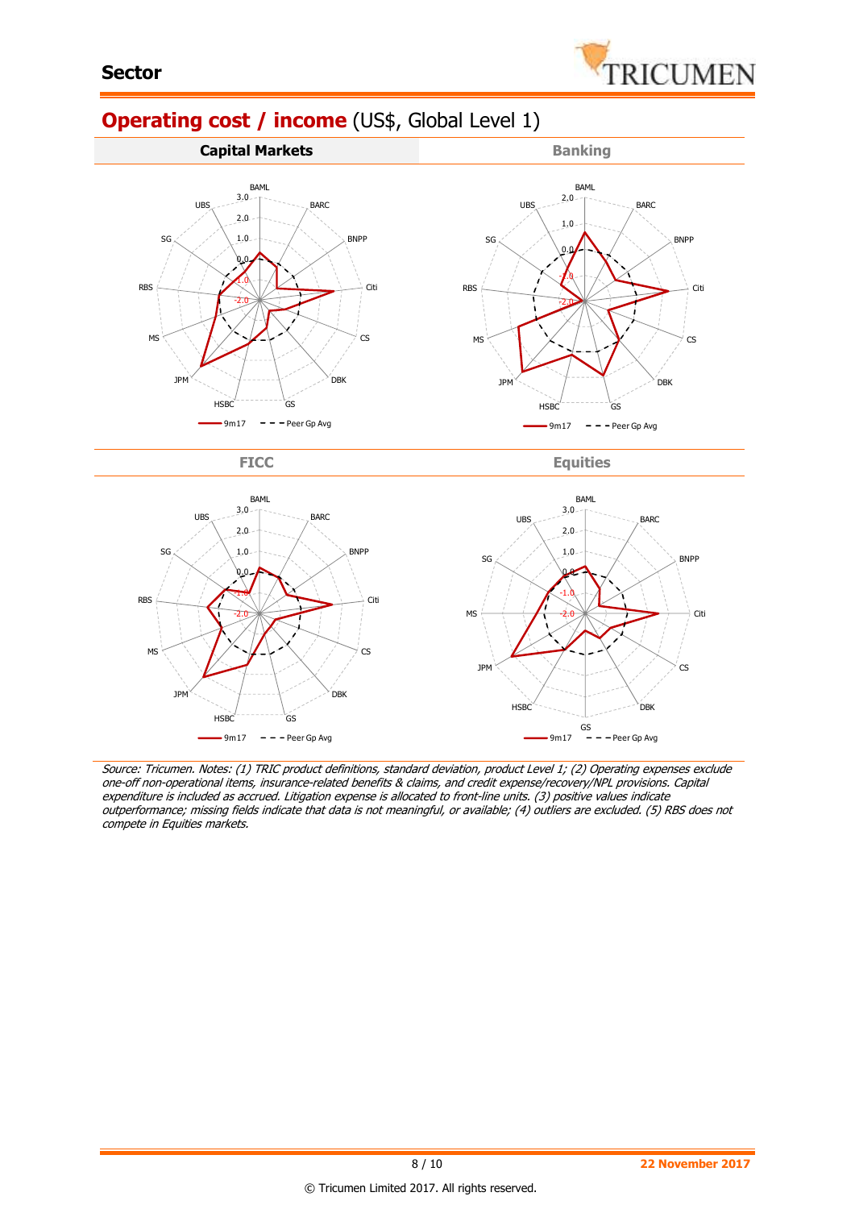# Operating cost / income (US$, Global Level 1)

**Capital Markets** | **Banking**

**FICC** | **Equities**

Source: Tricumen. Notes: (1) TRIC product definitions, standard deviation, product Level 1; (2) Operating expenses exclude one-off non-operational items, insurance-related benefits & claims, and credit expense/recovery/NPL provisions. Capital expenditure is included as accrued. Litigation expense is allocated to front-line units. (3) positive values indicate outperformance; missing fields indicate that data is not meaningful, or available; (4) outliers are excluded. (5) RBS does not compete in Equities markets.

© Tricumen Limited 2017. All rights reserved.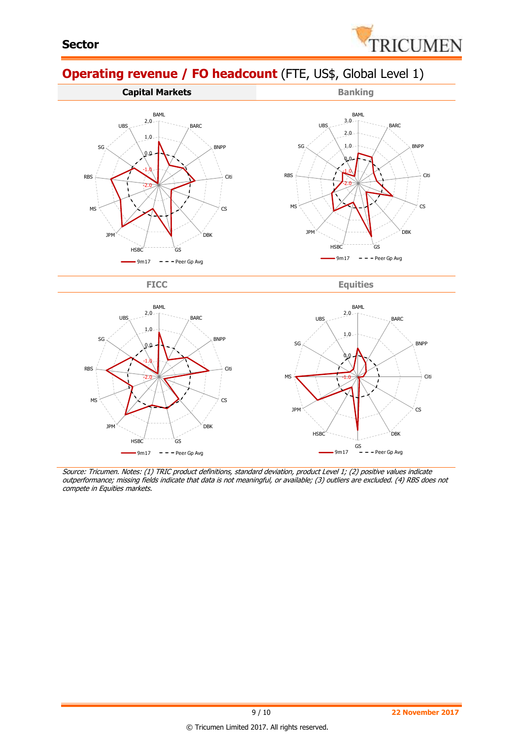## Operating revenue / FO headcount (FTE, US$, Global Level 1)

**Capital Markets** | Banking

FICC | Equities

*Source: Tricumen. Notes: (1) TRIC product definitions, standard deviation, product Level 1; (2) positive values indicate outperformance; missing fields indicate that data is not meaningful, or available; (3) outliers are excluded. (4) RBS does not compete in Equities markets.*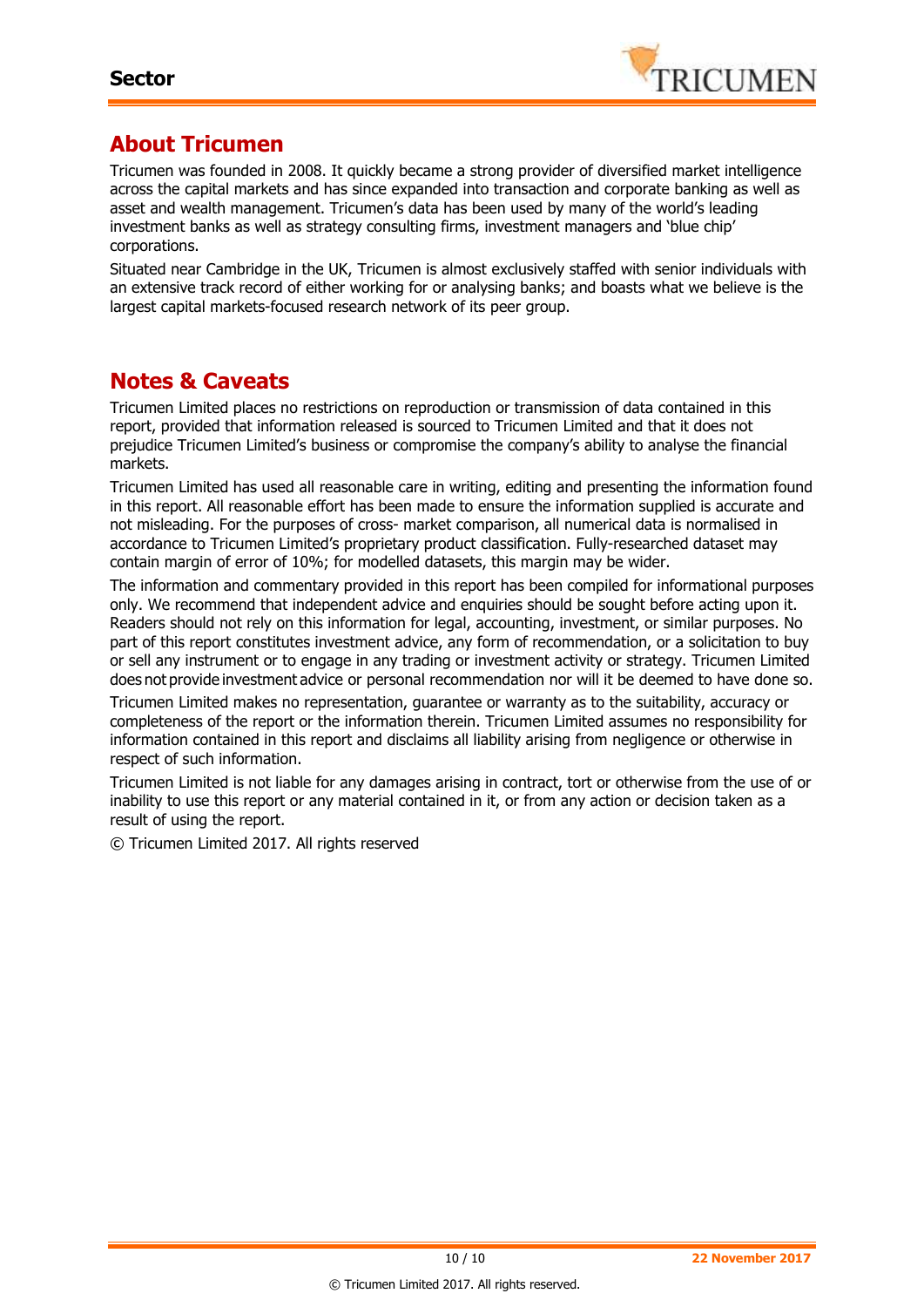## About Tricumen

Tricumen was founded in 2008. It quickly became a strong provider of diversified market intelligence across the capital markets and has since expanded into transaction and corporate banking as well as asset and wealth management. Tricumen's data has been used by many of the world's leading investment banks as well as strategy consulting firms, investment managers and 'blue chip' corporations.

Situated near Cambridge in the UK, Tricumen is almost exclusively staffed with senior individuals with an extensive track record of either working for or analysing banks; and boasts what we believe is the largest capital markets-focused research network of its peer group.

## Notes & Caveats

Tricumen Limited places no restrictions on reproduction or transmission of data contained in this report, provided that information released is sourced to Tricumen Limited and that it does not prejudice Tricumen Limited's business or compromise the company's ability to analyse the financial markets.

Tricumen Limited has used all reasonable care in writing, editing and presenting the information found in this report. All reasonable effort has been made to ensure the information supplied is accurate and not misleading. For the purposes of cross- market comparison, all numerical data is normalised in accordance to Tricumen Limited's proprietary product classification. Fully-researched dataset may contain margin of error of 10%; for modelled datasets, this margin may be wider.

The information and commentary provided in this report has been compiled for informational purposes only. We recommend that independent advice and enquiries should be sought before acting upon it. Readers should not rely on this information for legal, accounting, investment, or similar purposes. No part of this report constitutes investment advice, any form of recommendation, or a solicitation to buy or sell any instrument or to engage in any trading or investment activity or strategy. Tricumen Limited does not provide investment advice or personal recommendation nor will it be deemed to have done so.

Tricumen Limited makes no representation, guarantee or warranty as to the suitability, accuracy or completeness of the report or the information therein. Tricumen Limited assumes no responsibility for information contained in this report and disclaims all liability arising from negligence or otherwise in respect of such information.

Tricumen Limited is not liable for any damages arising in contract, tort or otherwise from the use of or inability to use this report or any material contained in it, or from any action or decision taken as a result of using the report.

© Tricumen Limited 2017. All rights reserved